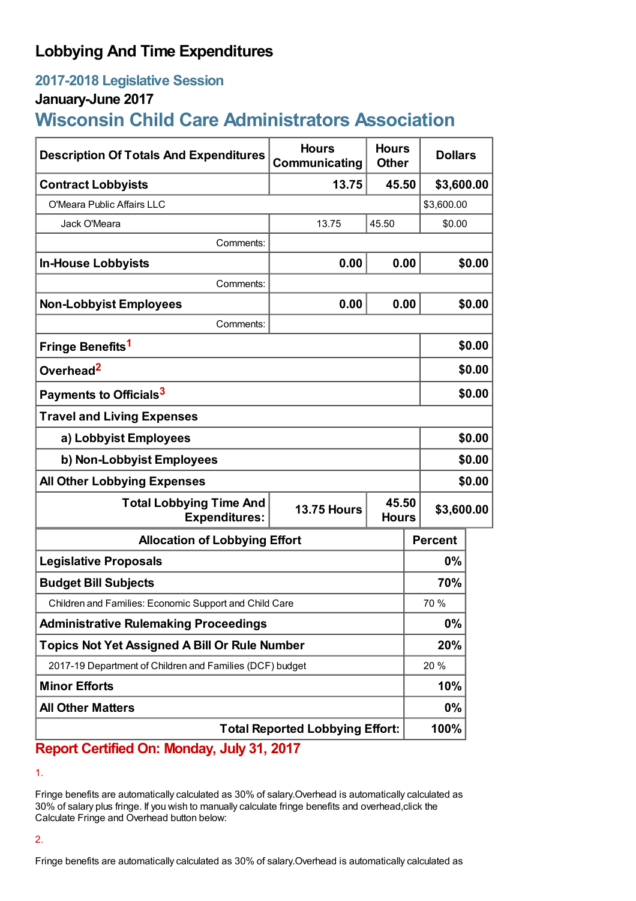# Lobbying And Time Expenditures

## 2017-2018 Legislative Session

### January-June 2017

## Wisconsin Child Care Administrators Association

| Description Of Totals And Expenditures | Hours Communicating | Hours Other | Dollars |
|---|---|---|---|
| **Contract Lobbyists** | **13.75** | **45.50** | **$3,600.00** |
| O'Meara Public Affairs LLC | | | $3,600.00 |
| Jack O'Meara | 13.75 | 45.50 | $0.00 |
| Comments: | | | |
| **In-House Lobbyists** | **0.00** | **0.00** | **$0.00** |
| Comments: | | | |
| **Non-Lobbyist Employees** | **0.00** | **0.00** | **$0.00** |
| Comments: | | | |
| **Fringe Benefits**[1] | | | **$0.00** |
| **Overhead**[2] | | | **$0.00** |
| **Payments to Officials**[3] | | | **$0.00** |
| **Travel and Living Expenses** | | | |
| **a) Lobbyist Employees** | | | **$0.00** |
| **b) Non-Lobbyist Employees** | | | **$0.00** |
| **All Other Lobbying Expenses** | | | **$0.00** |
| **Total Lobbying Time And Expenditures:** | **13.75 Hours** | **45.50 Hours** | **$3,600.00** |

| Allocation of Lobbying Effort | Percent |
|---|---|
| **Legislative Proposals** | **0%** |
| **Budget Bill Subjects** | **70%** |
| Children and Families: Economic Support and Child Care | 70 % |
| **Administrative Rulemaking Proceedings** | **0%** |
| **Topics Not Yet Assigned A Bill Or Rule Number** | **20%** |
| 2017-19 Department of Children and Families (DCF) budget | 20 % |
| **Minor Efforts** | **10%** |
| **All Other Matters** | **0%** |
| **Total Reported Lobbying Effort:** | **100%** |

**Report Certified On: Monday, July 31, 2017**

1.

Fringe benefits are automatically calculated as 30% of salary.Overhead is automatically calculated as 30% of salary plus fringe. If you wish to manually calculate fringe benefits and overhead,click the Calculate Fringe and Overhead button below:

2.

Fringe benefits are automatically calculated as 30% of salary.Overhead is automatically calculated as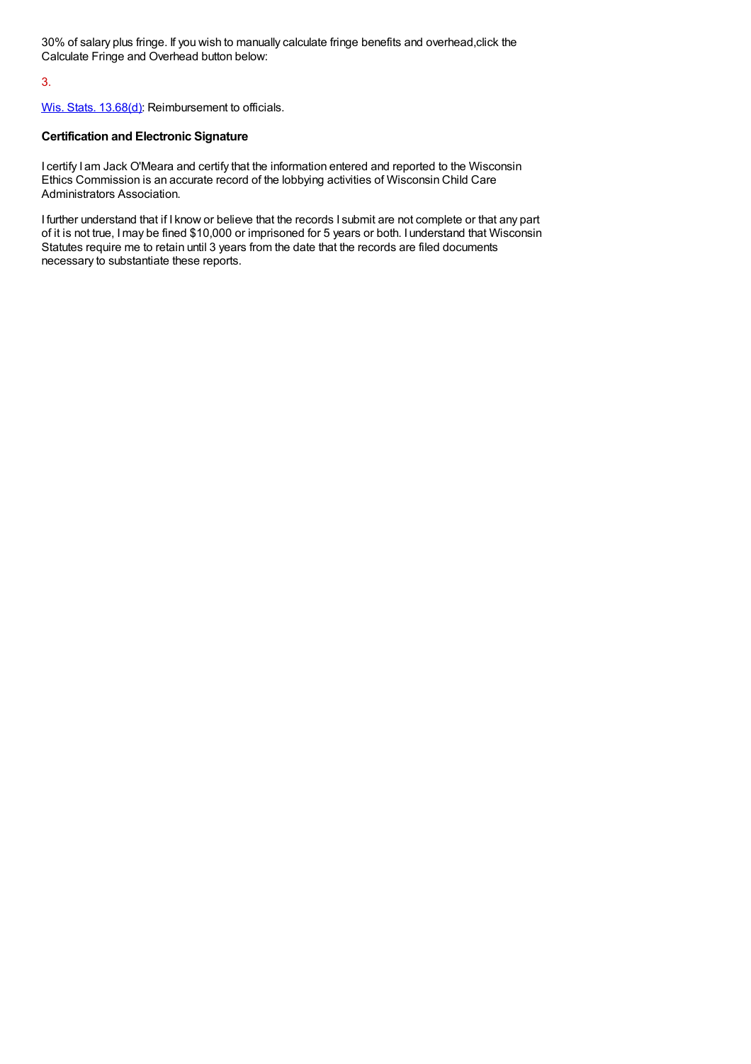30% of salary plus fringe. If you wish to manually calculate fringe benefits and overhead,click the Calculate Fringe and Overhead button below:

3.

Wis. Stats. 13.68(d): Reimbursement to officials.

**Certification and Electronic Signature**

I certify I am Jack O'Meara and certify that the information entered and reported to the Wisconsin Ethics Commission is an accurate record of the lobbying activities of Wisconsin Child Care Administrators Association.

I further understand that if I know or believe that the records I submit are not complete or that any part of it is not true, I may be fined $10,000 or imprisoned for 5 years or both. I understand that Wisconsin Statutes require me to retain until 3 years from the date that the records are filed documents necessary to substantiate these reports.